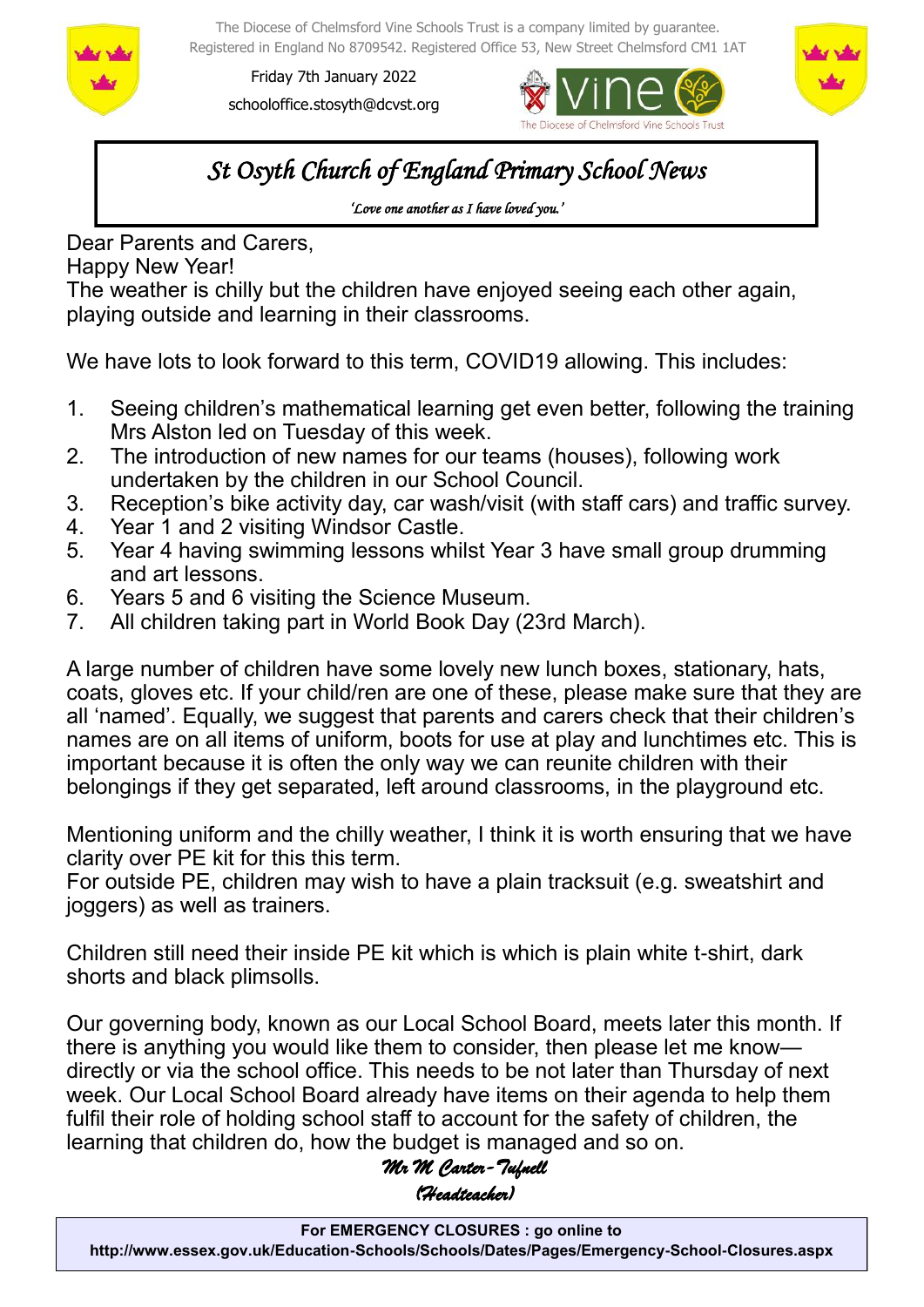The Diocese of Chelmsford Vine Schools Trust is a company limited by guarantee.
Registered in England No 8709542. Registered Office 53, New Street Chelmsford CM1 1AT

Friday 7th January 2022

schooloffice.stosyth@dcvst.org

# St Osyth Church of England Primary School News

*'Love one another as I have loved you.'*

Dear Parents and Carers,

Happy New Year!

The weather is chilly but the children have enjoyed seeing each other again, playing outside and learning in their classrooms.

We have lots to look forward to this term, COVID19 allowing. This includes:

1. Seeing children's mathematical learning get even better, following the training Mrs Alston led on Tuesday of this week.
2. The introduction of new names for our teams (houses), following work undertaken by the children in our School Council.
3. Reception's bike activity day, car wash/visit (with staff cars) and traffic survey.
4. Year 1 and 2 visiting Windsor Castle.
5. Year 4 having swimming lessons whilst Year 3 have small group drumming and art lessons.
6. Years 5 and 6 visiting the Science Museum.
7. All children taking part in World Book Day (23rd March).

A large number of children have some lovely new lunch boxes, stationary, hats, coats, gloves etc. If your child/ren are one of these, please make sure that they are all 'named'. Equally, we suggest that parents and carers check that their children's names are on all items of uniform, boots for use at play and lunchtimes etc. This is important because it is often the only way we can reunite children with their belongings if they get separated, left around classrooms, in the playground etc.

Mentioning uniform and the chilly weather, I think it is worth ensuring that we have clarity over PE kit for this this term.

For outside PE, children may wish to have a plain tracksuit (e.g. sweatshirt and joggers) as well as trainers.

Children still need their inside PE kit which is which is plain white t-shirt, dark shorts and black plimsolls.

Our governing body, known as our Local School Board, meets later this month. If there is anything you would like them to consider, then please let me know—directly or via the school office. This needs to be not later than Thursday of next week. Our Local School Board already have items on their agenda to help them fulfil their role of holding school staff to account for the safety of children, the learning that children do, how the budget is managed and so on.

*Mr M Carter-Tufnell*

*(Headteacher)*

**For EMERGENCY CLOSURES : go online to**
**http://www.essex.gov.uk/Education-Schools/Schools/Dates/Pages/Emergency-School-Closures.aspx**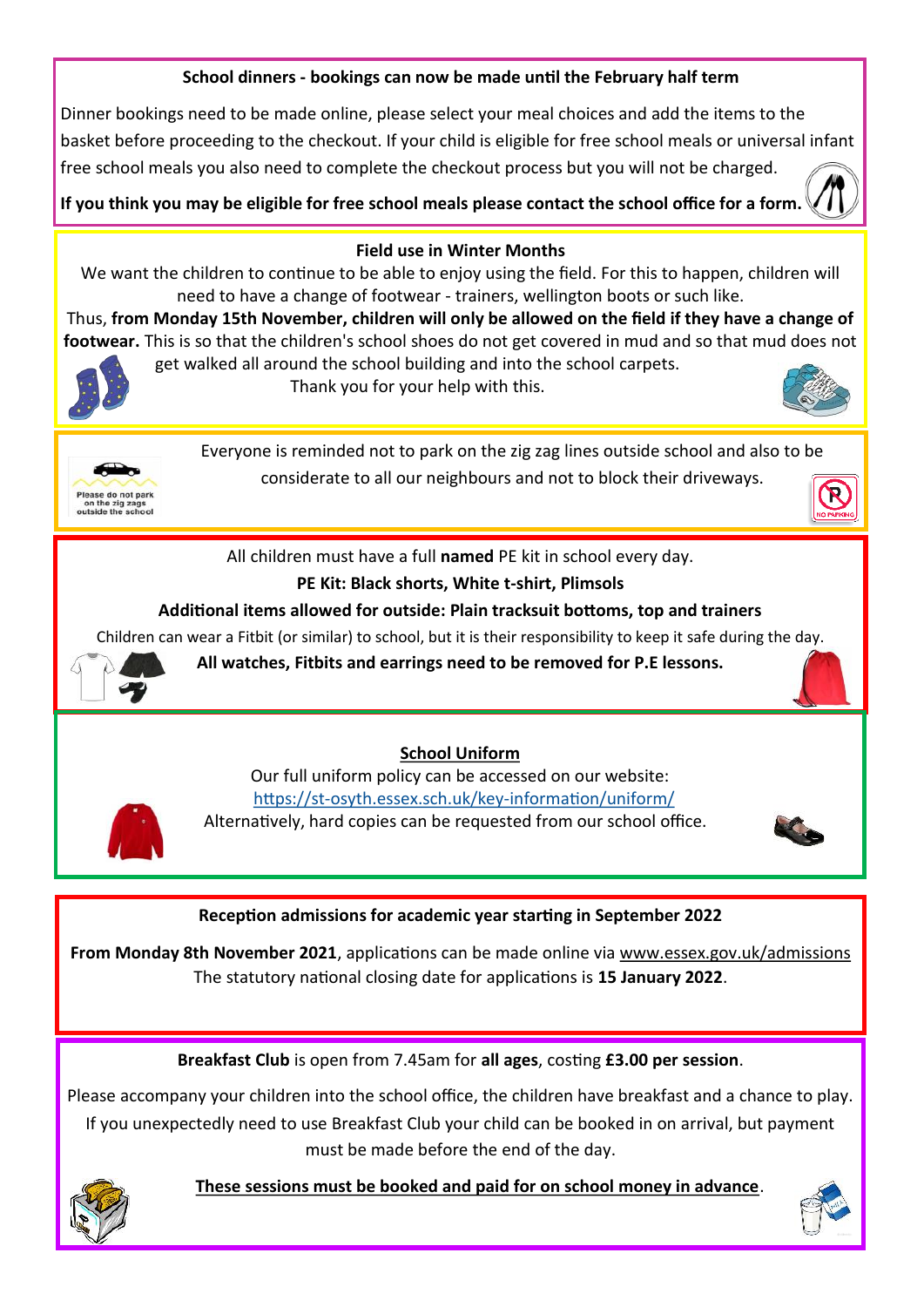**School dinners - bookings can now be made until the February half term**

Dinner bookings need to be made online, please select your meal choices and add the items to the basket before proceeding to the checkout. If your child is eligible for free school meals or universal infant free school meals you also need to complete the checkout process but you will not be charged.

**If you think you may be eligible for free school meals please contact the school office for a form.**

**Field use in Winter Months**

We want the children to continue to be able to enjoy using the field. For this to happen, children will need to have a change of footwear - trainers, wellington boots or such like.

Thus, **from Monday 15th November, children will only be allowed on the field if they have a change of footwear.** This is so that the children's school shoes do not get covered in mud and so that mud does not get walked all around the school building and into the school carpets.

Thank you for your help with this.

Please do not park on the zig zags outside the school

Everyone is reminded not to park on the zig zag lines outside school and also to be considerate to all our neighbours and not to block their driveways.

NO PARKING

All children must have a full **named** PE kit in school every day.

**PE Kit: Black shorts, White t-shirt, Plimsols**

**Additional items allowed for outside: Plain tracksuit bottoms, top and trainers**

Children can wear a Fitbit (or similar) to school, but it is their responsibility to keep it safe during the day.

**All watches, Fitbits and earrings need to be removed for P.E lessons.**

**School Uniform**

Our full uniform policy can be accessed on our website: https://st-osyth.essex.sch.uk/key-information/uniform/

Alternatively, hard copies can be requested from our school office.

**Reception admissions for academic year starting in September 2022**

**From Monday 8th November 2021**, applications can be made online via www.essex.gov.uk/admissions

The statutory national closing date for applications is **15 January 2022**.

**Breakfast Club** is open from 7.45am for **all ages**, costing **£3.00 per session**.

Please accompany your children into the school office, the children have breakfast and a chance to play. If you unexpectedly need to use Breakfast Club your child can be booked in on arrival, but payment must be made before the end of the day.

**These sessions must be booked and paid for on school money in advance**.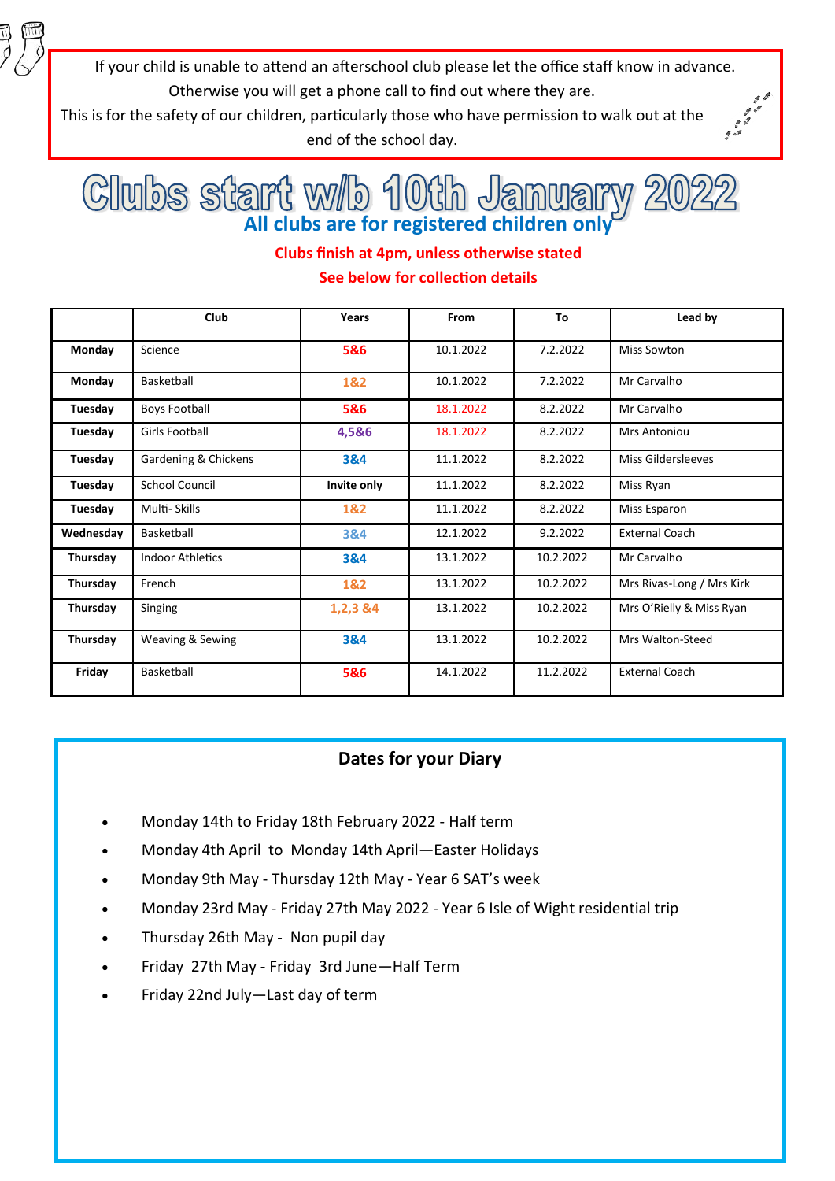If your child is unable to attend an afterschool club please let the office staff know in advance. Otherwise you will get a phone call to find out where they are.
This is for the safety of our children, particularly those who have permission to walk out at the end of the school day.

# Clubs start w/b 10th January 2022

## All clubs are for registered children only

**Clubs finish at 4pm, unless otherwise stated**

**See below for collection details**

| | Club | Years | From | To | Lead by |
|---|---|---|---|---|---|
| **Monday** | Science | **5&6** | 10.1.2022 | 7.2.2022 | Miss Sowton |
| **Monday** | Basketball | **1&2** | 10.1.2022 | 7.2.2022 | Mr Carvalho |
| **Tuesday** | Boys Football | **5&6** | 18.1.2022 | 8.2.2022 | Mr Carvalho |
| **Tuesday** | Girls Football | **4,5&6** | 18.1.2022 | 8.2.2022 | Mrs Antoniou |
| **Tuesday** | Gardening & Chickens | **3&4** | 11.1.2022 | 8.2.2022 | Miss Gildersleeves |
| **Tuesday** | School Council | **Invite only** | 11.1.2022 | 8.2.2022 | Miss Ryan |
| **Tuesday** | Multi- Skills | **1&2** | 11.1.2022 | 8.2.2022 | Miss Esparon |
| **Wednesday** | Basketball | **3&4** | 12.1.2022 | 9.2.2022 | External Coach |
| **Thursday** | Indoor Athletics | **3&4** | 13.1.2022 | 10.2.2022 | Mr Carvalho |
| **Thursday** | French | **1&2** | 13.1.2022 | 10.2.2022 | Mrs Rivas-Long / Mrs Kirk |
| **Thursday** | Singing | **1,2,3 &4** | 13.1.2022 | 10.2.2022 | Mrs O'Rielly & Miss Ryan |
| **Thursday** | Weaving & Sewing | **3&4** | 13.1.2022 | 10.2.2022 | Mrs Walton-Steed |
| **Friday** | Basketball | **5&6** | 14.1.2022 | 11.2.2022 | External Coach |

### Dates for your Diary

- Monday 14th to Friday 18th February 2022 - Half term
- Monday 4th April to Monday 14th April—Easter Holidays
- Monday 9th May - Thursday 12th May - Year 6 SAT's week
- Monday 23rd May - Friday 27th May 2022 - Year 6 Isle of Wight residential trip
- Thursday 26th May - Non pupil day
- Friday 27th May - Friday 3rd June—Half Term
- Friday 22nd July—Last day of term